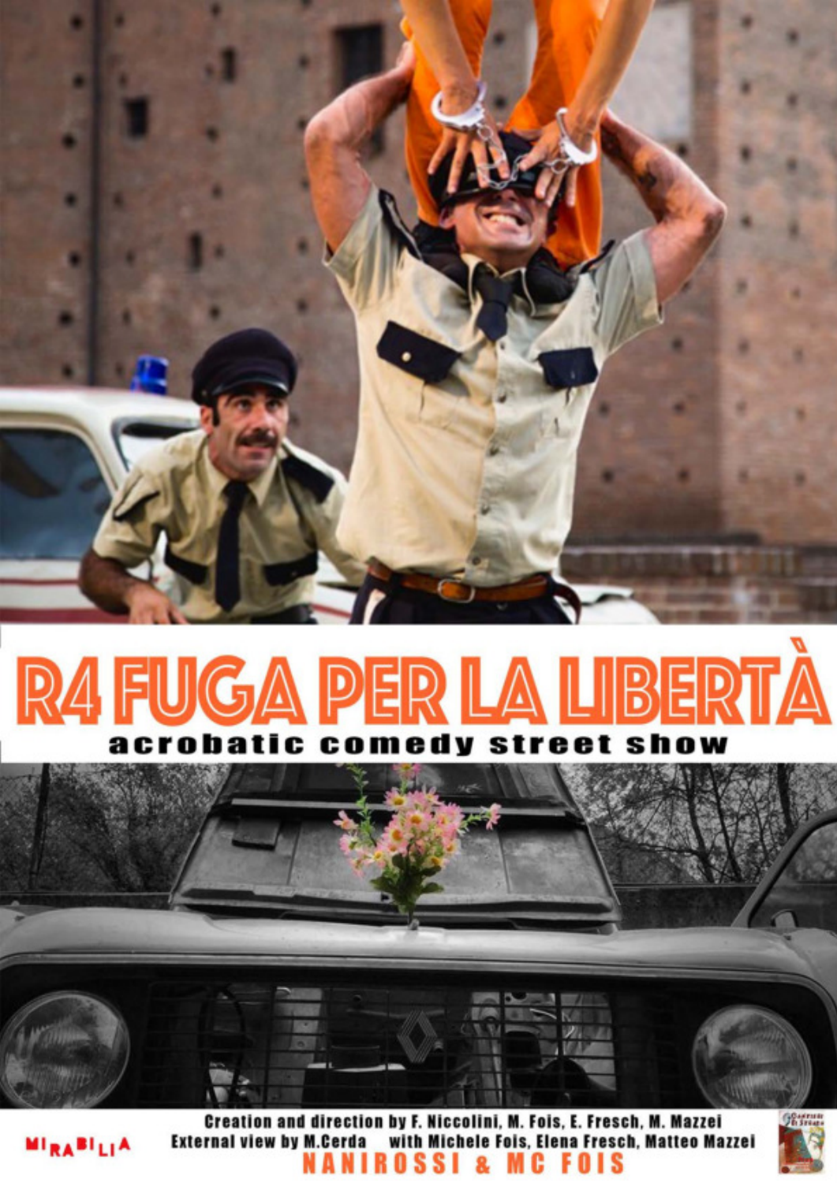# R4 FUGA PER LA LIBERTÀ

**acrobatic comedy street show**

MIRABILIA

Creation and direction by F. Niccolini, M. Fois, E. Fresch, M. Mazzei
External view by M.Cerda with Michele Fois, Elena Fresch, Matteo Mazzei

**NANIROSSI & MC FOIS**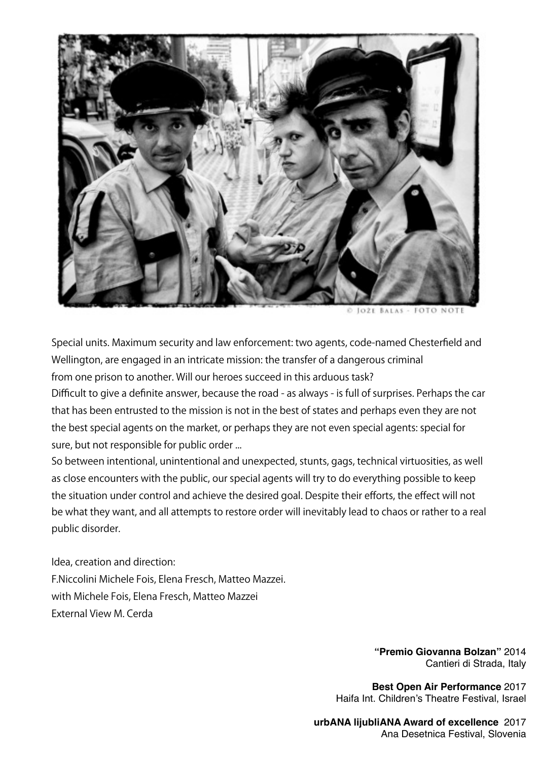© Jože Balas - FOTO NOTE

Special units. Maximum security and law enforcement: two agents, code-named Chesterfield and Wellington, are engaged in an intricate mission: the transfer of a dangerous criminal from one prison to another. Will our heroes succeed in this arduous task?
Difficult to give a definite answer, because the road - as always - is full of surprises. Perhaps the car that has been entrusted to the mission is not in the best of states and perhaps even they are not the best special agents on the market, or perhaps they are not even special agents: special for sure, but not responsible for public order ...
So between intentional, unintentional and unexpected, stunts, gags, technical virtuosities, as well as close encounters with the public, our special agents will try to do everything possible to keep the situation under control and achieve the desired goal. Despite their efforts, the effect will not be what they want, and all attempts to restore order will inevitably lead to chaos or rather to a real public disorder.

Idea, creation and direction:
F.Niccolini Michele Fois, Elena Fresch, Matteo Mazzei.
with Michele Fois, Elena Fresch, Matteo Mazzei
External View M. Cerda

**"Premio Giovanna Bolzan"** 2014
Cantieri di Strada, Italy

**Best Open Air Performance** 2017
Haifa Int. Children's Theatre Festival, Israel

**urbANA lijubliANA Award of excellence** 2017
Ana Desetnica Festival, Slovenia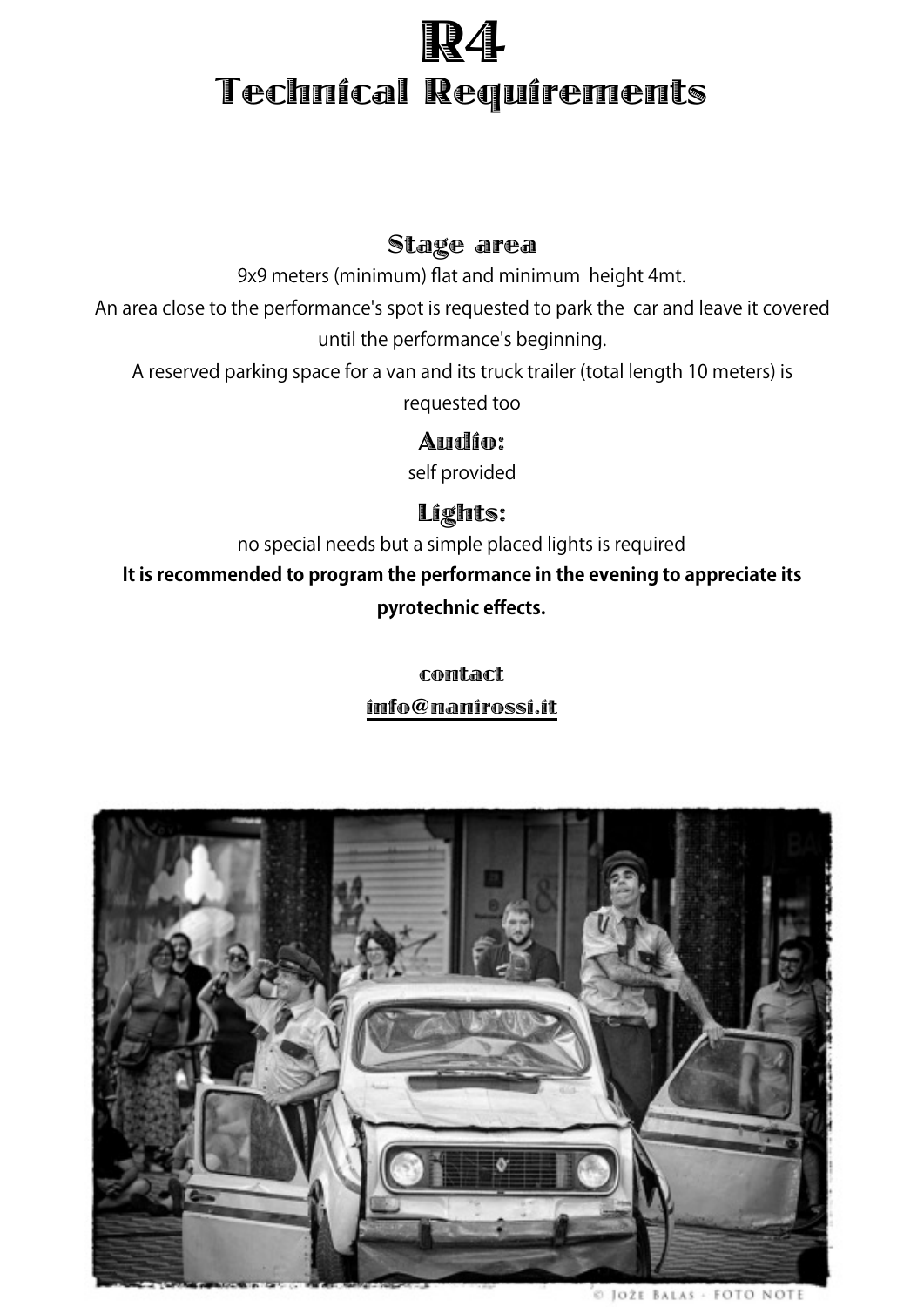# R4
## Technical Requirements

### Stage area

9x9 meters (minimum) flat and minimum height 4mt.

An area close to the performance's spot is requested to park the car and leave it covered until the performance's beginning.

A reserved parking space for a van and its truck trailer (total length 10 meters) is requested too

### Audio:

self provided

### Lights:

no special needs but a simple placed lights is required

**It is recommended to program the performance in the evening to appreciate its pyrotechnic effects.**

contact

info@nanirossi.it

© JOŽE BALAS - FOTO NOTE